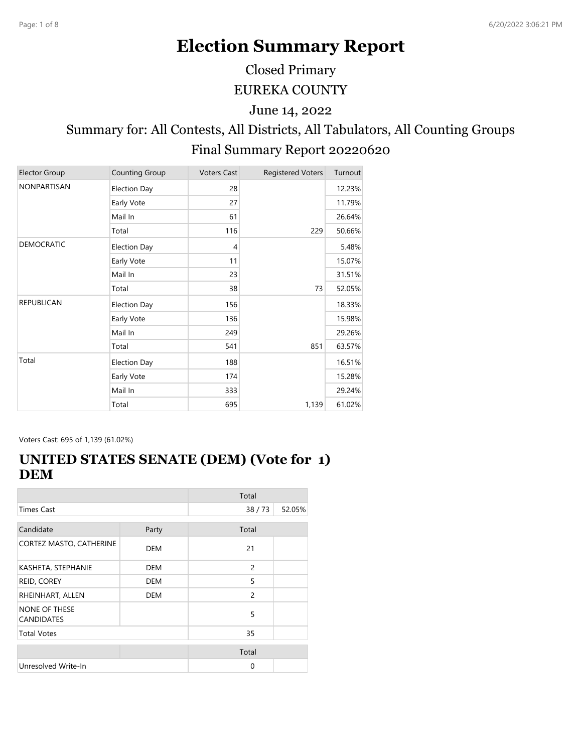# Election Summary Report

Closed Primary

EUREKA COUNTY

June 14, 2022

Summary for: All Contests, All Districts, All Tabulators, All Counting Groups

Final Summary Report 20220620

| Elector Group | Counting Group | Voters Cast | Registered Voters | Turnout |
|---|---|---|---|---|
| NONPARTISAN | Election Day | 28 | | 12.23% |
| | Early Vote | 27 | | 11.79% |
| | Mail In | 61 | | 26.64% |
| | Total | 116 | 229 | 50.66% |
| DEMOCRATIC | Election Day | 4 | | 5.48% |
| | Early Vote | 11 | | 15.07% |
| | Mail In | 23 | | 31.51% |
| | Total | 38 | 73 | 52.05% |
| REPUBLICAN | Election Day | 156 | | 18.33% |
| | Early Vote | 136 | | 15.98% |
| | Mail In | 249 | | 29.26% |
| | Total | 541 | 851 | 63.57% |
| Total | Election Day | 188 | | 16.51% |
| | Early Vote | 174 | | 15.28% |
| | Mail In | 333 | | 29.24% |
| | Total | 695 | 1,139 | 61.02% |

Voters Cast: 695 of 1,139 (61.02%)

## UNITED STATES SENATE (DEM) (Vote for 1) DEM

| | Total | |
|---|---|---|
| Times Cast | 38 / 73 | 52.05% |

| Candidate | Party | Total | |
|---|---|---|---|
| CORTEZ MASTO, CATHERINE | DEM | 21 | |
| KASHETA, STEPHANIE | DEM | 2 | |
| REID, COREY | DEM | 5 | |
| RHEINHART, ALLEN | DEM | 2 | |
| NONE OF THESE CANDIDATES | | 5 | |
| Total Votes | | 35 | |

| | | Total | |
|---|---|---|---|
| Unresolved Write-In | | 0 | |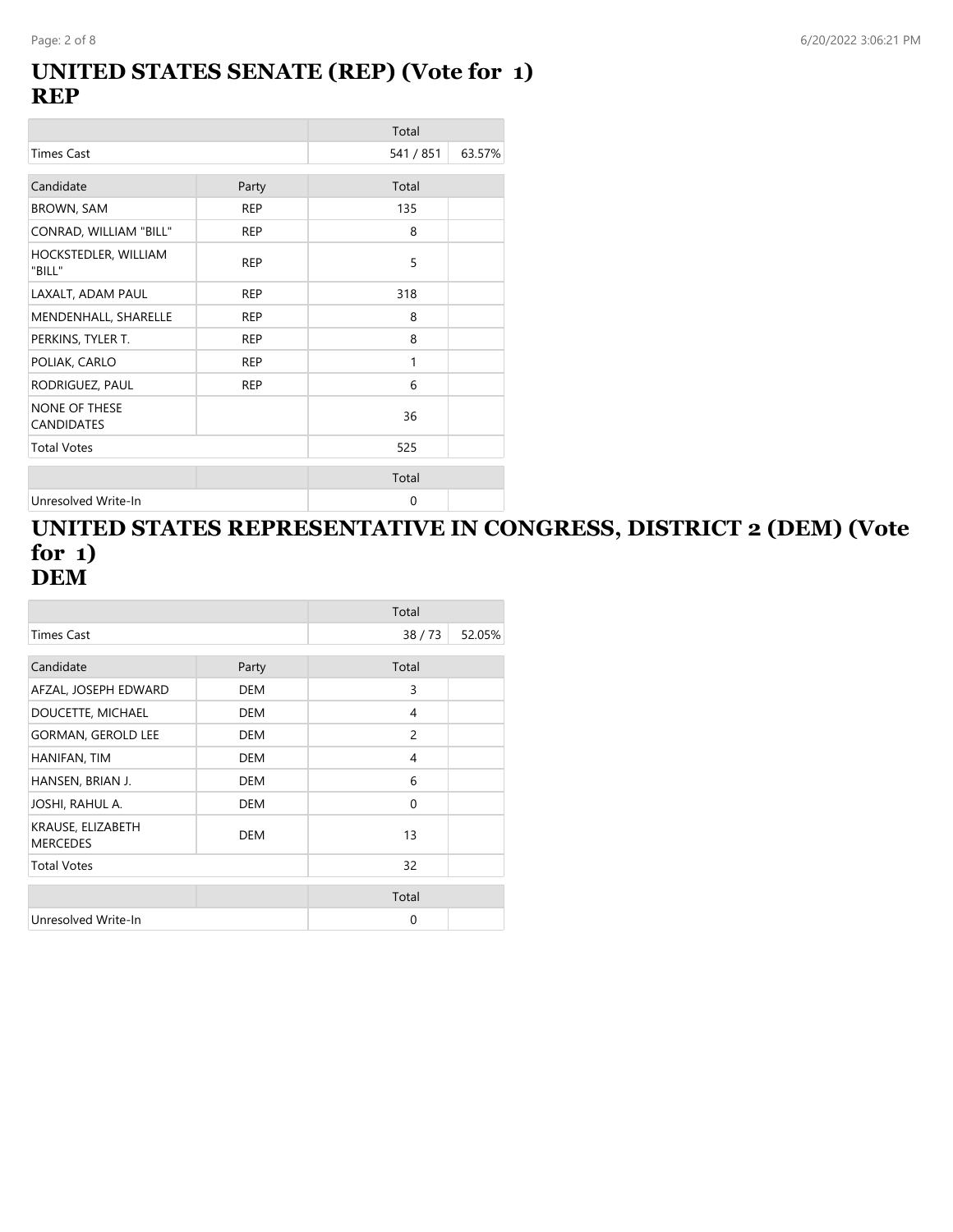# UNITED STATES SENATE (REP) (Vote for 1)
# REP

| | | Total | |
|---|---|---|---|
| Times Cast | | 541 / 851 | 63.57% |

| Candidate | Party | Total | |
|---|---|---|---|
| BROWN, SAM | REP | 135 | |
| CONRAD, WILLIAM "BILL" | REP | 8 | |
| HOCKSTEDLER, WILLIAM "BILL" | REP | 5 | |
| LAXALT, ADAM PAUL | REP | 318 | |
| MENDENHALL, SHARELLE | REP | 8 | |
| PERKINS, TYLER T. | REP | 8 | |
| POLIAK, CARLO | REP | 1 | |
| RODRIGUEZ, PAUL | REP | 6 | |
| NONE OF THESE CANDIDATES | | 36 | |
| Total Votes | | 525 | |

| | | Total | |
|---|---|---|---|
| Unresolved Write-In | | 0 | |

# UNITED STATES REPRESENTATIVE IN CONGRESS, DISTRICT 2 (DEM) (Vote for 1)
# DEM

| | | Total | |
|---|---|---|---|
| Times Cast | | 38 / 73 | 52.05% |

| Candidate | Party | Total | |
|---|---|---|---|
| AFZAL, JOSEPH EDWARD | DEM | 3 | |
| DOUCETTE, MICHAEL | DEM | 4 | |
| GORMAN, GEROLD LEE | DEM | 2 | |
| HANIFAN, TIM | DEM | 4 | |
| HANSEN, BRIAN J. | DEM | 6 | |
| JOSHI, RAHUL A. | DEM | 0 | |
| KRAUSE, ELIZABETH MERCEDES | DEM | 13 | |
| Total Votes | | 32 | |

| | | Total | |
|---|---|---|---|
| Unresolved Write-In | | 0 | |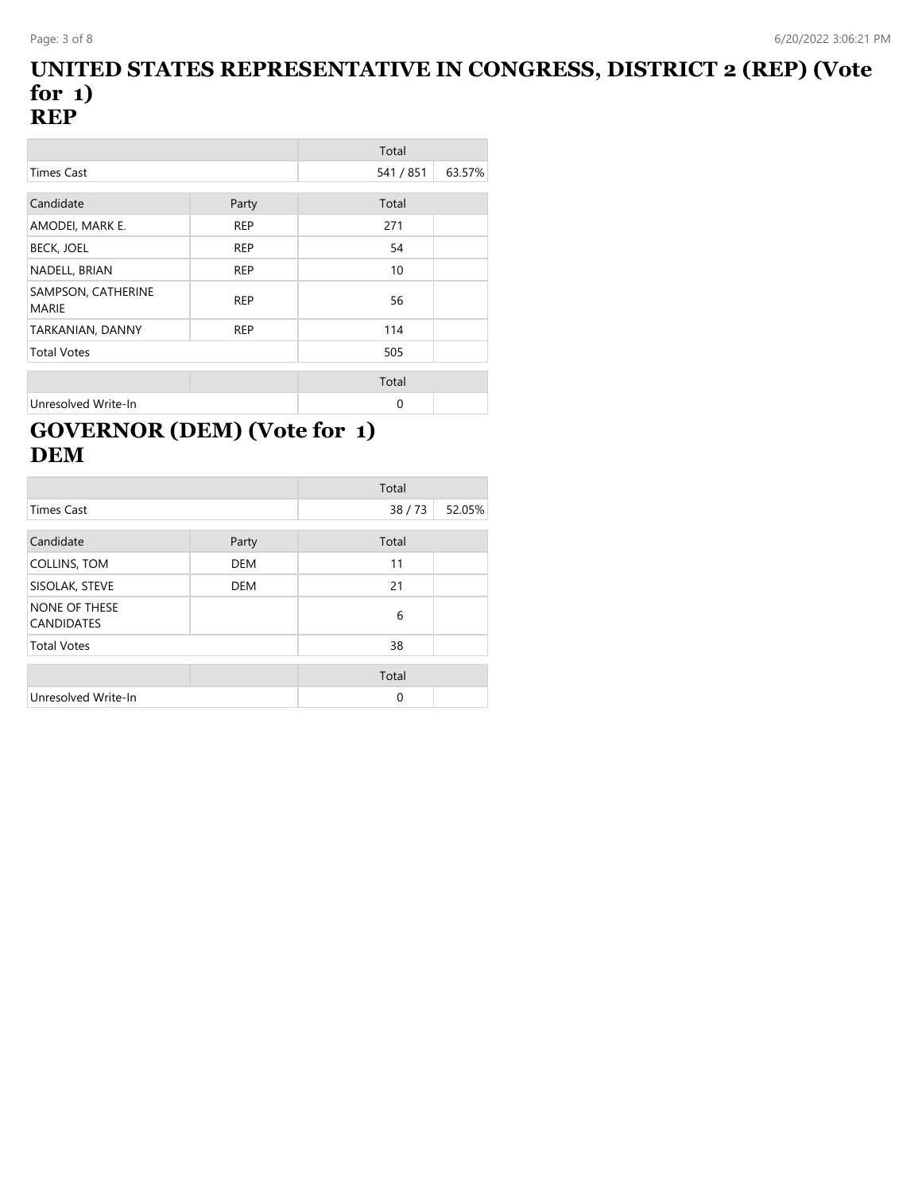# UNITED STATES REPRESENTATIVE IN CONGRESS, DISTRICT 2 (REP) (Vote for 1)
# REP

| | | Total | |
|---|---|---|---|
| Times Cast | | 541 / 851 | 63.57% |

| Candidate | Party | Total | |
|---|---|---|---|
| AMODEI, MARK E. | REP | 271 | |
| BECK, JOEL | REP | 54 | |
| NADELL, BRIAN | REP | 10 | |
| SAMPSON, CATHERINE MARIE | REP | 56 | |
| TARKANIAN, DANNY | REP | 114 | |
| Total Votes | | 505 | |

| | | Total | |
|---|---|---|---|
| Unresolved Write-In | | 0 | |

# GOVERNOR (DEM) (Vote for 1)
# DEM

| | | Total | |
|---|---|---|---|
| Times Cast | | 38 / 73 | 52.05% |

| Candidate | Party | Total | |
|---|---|---|---|
| COLLINS, TOM | DEM | 11 | |
| SISOLAK, STEVE | DEM | 21 | |
| NONE OF THESE CANDIDATES | | 6 | |
| Total Votes | | 38 | |

| | | Total | |
|---|---|---|---|
| Unresolved Write-In | | 0 | |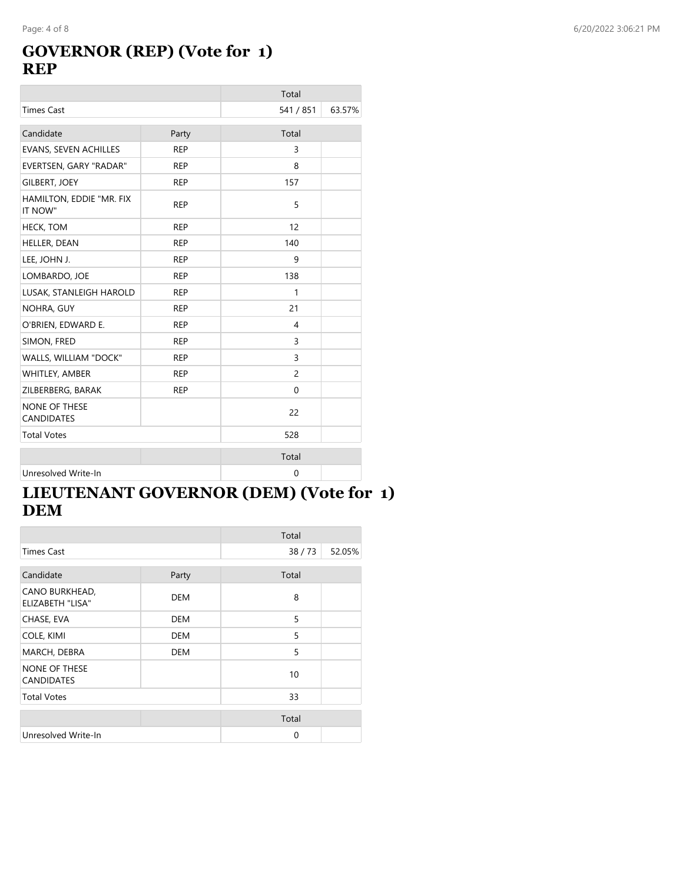## GOVERNOR (REP) (Vote for 1)
## REP

| | Total | |
|---|---|---|
| Times Cast | 541 / 851 | 63.57% |

| Candidate | Party | Total | |
|---|---|---|---|
| EVANS, SEVEN ACHILLES | REP | 3 | |
| EVERTSEN, GARY "RADAR" | REP | 8 | |
| GILBERT, JOEY | REP | 157 | |
| HAMILTON, EDDIE "MR. FIX IT NOW" | REP | 5 | |
| HECK, TOM | REP | 12 | |
| HELLER, DEAN | REP | 140 | |
| LEE, JOHN J. | REP | 9 | |
| LOMBARDO, JOE | REP | 138 | |
| LUSAK, STANLEIGH HAROLD | REP | 1 | |
| NOHRA, GUY | REP | 21 | |
| O'BRIEN, EDWARD E. | REP | 4 | |
| SIMON, FRED | REP | 3 | |
| WALLS, WILLIAM "DOCK" | REP | 3 | |
| WHITLEY, AMBER | REP | 2 | |
| ZILBERBERG, BARAK | REP | 0 | |
| NONE OF THESE CANDIDATES | | 22 | |
| Total Votes | | 528 | |

| | | Total | |
|---|---|---|---|
| Unresolved Write-In | | 0 | |

## LIEUTENANT GOVERNOR (DEM) (Vote for 1)
## DEM

| | Total | |
|---|---|---|
| Times Cast | 38 / 73 | 52.05% |

| Candidate | Party | Total | |
|---|---|---|---|
| CANO BURKHEAD, ELIZABETH "LISA" | DEM | 8 | |
| CHASE, EVA | DEM | 5 | |
| COLE, KIMI | DEM | 5 | |
| MARCH, DEBRA | DEM | 5 | |
| NONE OF THESE CANDIDATES | | 10 | |
| Total Votes | | 33 | |

| | | Total | |
|---|---|---|---|
| Unresolved Write-In | | 0 | |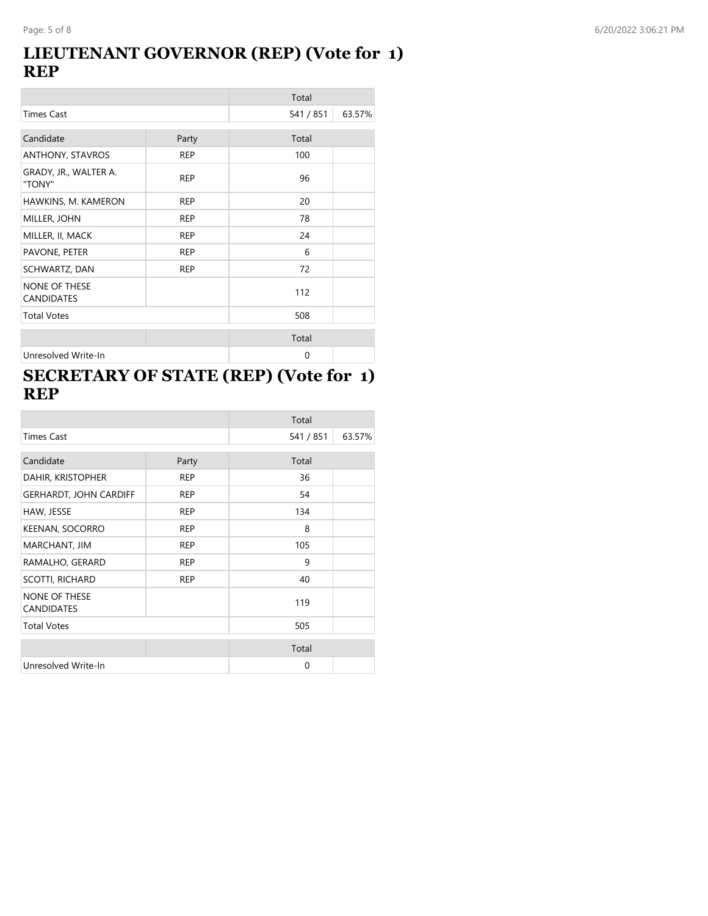## LIEUTENANT GOVERNOR (REP) (Vote for 1) REP

| | | Total | |
|---|---|---|---|
| Times Cast | | 541 / 851 | 63.57% |

| Candidate | Party | Total | |
|---|---|---|---|
| ANTHONY, STAVROS | REP | 100 | |
| GRADY, JR., WALTER A. "TONY" | REP | 96 | |
| HAWKINS, M. KAMERON | REP | 20 | |
| MILLER, JOHN | REP | 78 | |
| MILLER, II, MACK | REP | 24 | |
| PAVONE, PETER | REP | 6 | |
| SCHWARTZ, DAN | REP | 72 | |
| NONE OF THESE CANDIDATES | | 112 | |
| Total Votes | | 508 | |

| | | Total | |
|---|---|---|---|
| Unresolved Write-In | | 0 | |

## SECRETARY OF STATE (REP) (Vote for 1) REP

| | | Total | |
|---|---|---|---|
| Times Cast | | 541 / 851 | 63.57% |

| Candidate | Party | Total | |
|---|---|---|---|
| DAHIR, KRISTOPHER | REP | 36 | |
| GERHARDT, JOHN CARDIFF | REP | 54 | |
| HAW, JESSE | REP | 134 | |
| KEENAN, SOCORRO | REP | 8 | |
| MARCHANT, JIM | REP | 105 | |
| RAMALHO, GERARD | REP | 9 | |
| SCOTTI, RICHARD | REP | 40 | |
| NONE OF THESE CANDIDATES | | 119 | |
| Total Votes | | 505 | |

| | | Total | |
|---|---|---|---|
| Unresolved Write-In | | 0 | |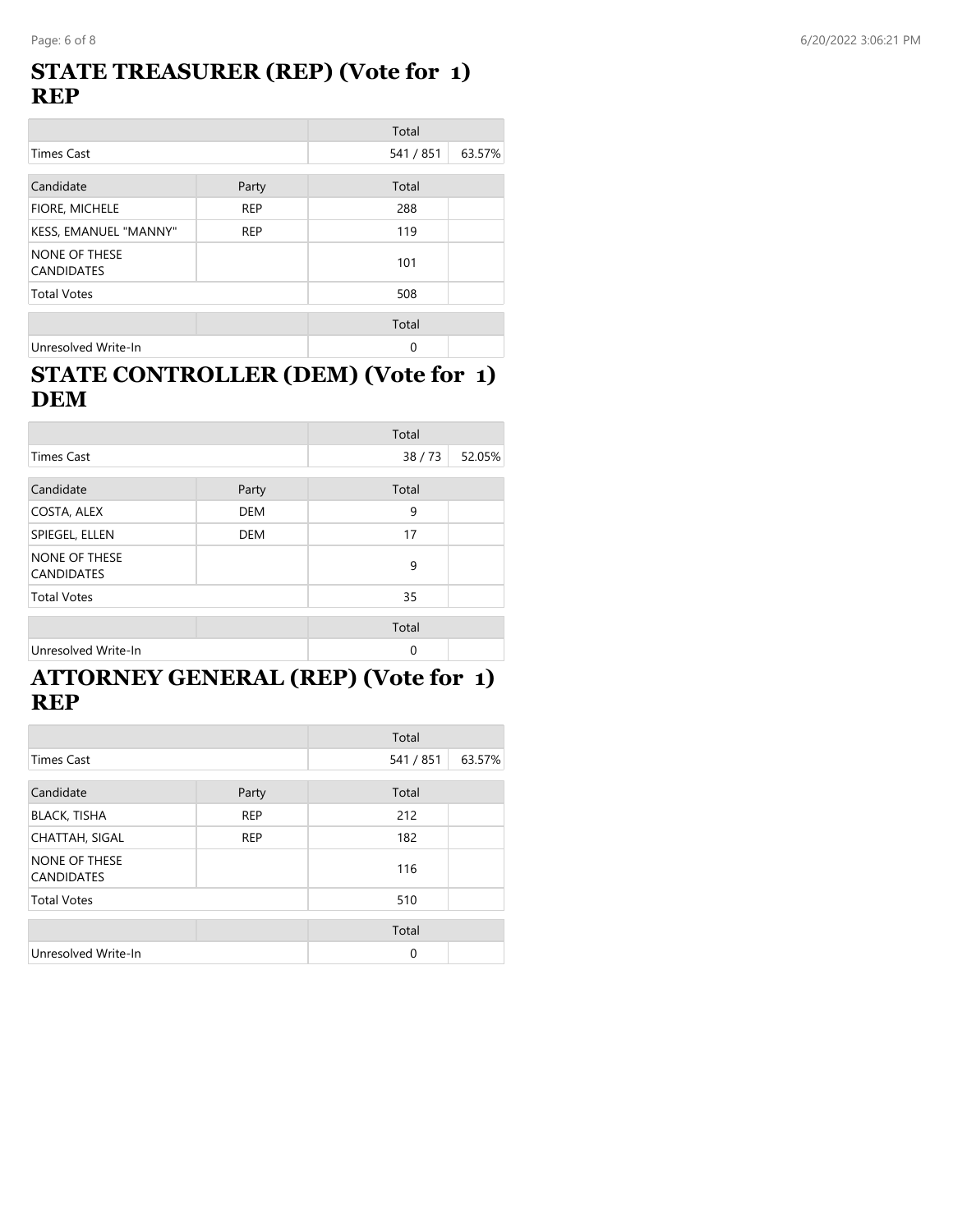## STATE TREASURER (REP) (Vote for 1) REP

| | | Total | |
|---|---|---|---|
| Times Cast | | 541 / 851 | 63.57% |

| Candidate | Party | Total | |
|---|---|---|---|
| FIORE, MICHELE | REP | 288 | |
| KESS, EMANUEL "MANNY" | REP | 119 | |
| NONE OF THESE CANDIDATES | | 101 | |
| Total Votes | | 508 | |

| | | Total | |
|---|---|---|---|
| Unresolved Write-In | | 0 | |

## STATE CONTROLLER (DEM) (Vote for 1) DEM

| | | Total | |
|---|---|---|---|
| Times Cast | | 38 / 73 | 52.05% |

| Candidate | Party | Total | |
|---|---|---|---|
| COSTA, ALEX | DEM | 9 | |
| SPIEGEL, ELLEN | DEM | 17 | |
| NONE OF THESE CANDIDATES | | 9 | |
| Total Votes | | 35 | |

| | | Total | |
|---|---|---|---|
| Unresolved Write-In | | 0 | |

## ATTORNEY GENERAL (REP) (Vote for 1) REP

| | | Total | |
|---|---|---|---|
| Times Cast | | 541 / 851 | 63.57% |

| Candidate | Party | Total | |
|---|---|---|---|
| BLACK, TISHA | REP | 212 | |
| CHATTAH, SIGAL | REP | 182 | |
| NONE OF THESE CANDIDATES | | 116 | |
| Total Votes | | 510 | |

| | | Total | |
|---|---|---|---|
| Unresolved Write-In | | 0 | |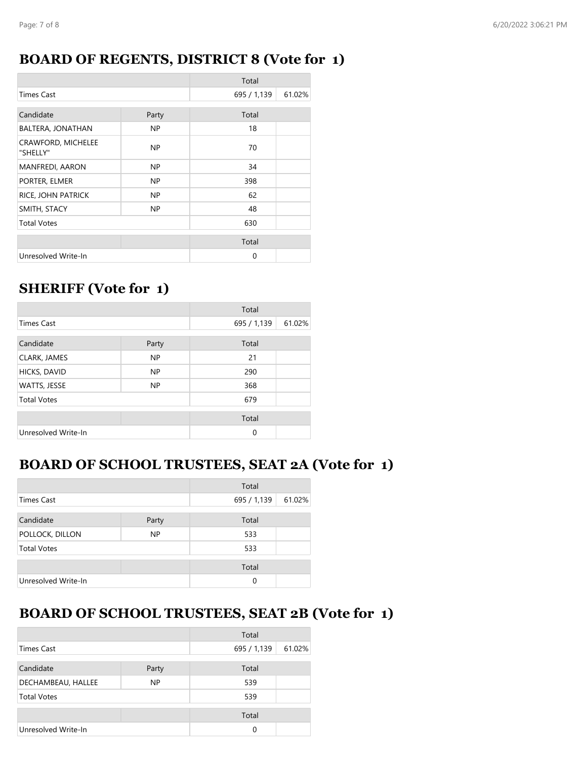## BOARD OF REGENTS, DISTRICT 8 (Vote for 1)

| | | Total | |
|---|---|---|---|
| Times Cast | | 695 / 1,139 | 61.02% |

| Candidate | Party | Total | |
|---|---|---|---|
| BALTERA, JONATHAN | NP | 18 | |
| CRAWFORD, MICHELEE "SHELLY" | NP | 70 | |
| MANFREDI, AARON | NP | 34 | |
| PORTER, ELMER | NP | 398 | |
| RICE, JOHN PATRICK | NP | 62 | |
| SMITH, STACY | NP | 48 | |
| Total Votes | | 630 | |

| | | Total | |
|---|---|---|---|
| Unresolved Write-In | | 0 | |

## SHERIFF (Vote for 1)

| | | Total | |
|---|---|---|---|
| Times Cast | | 695 / 1,139 | 61.02% |

| Candidate | Party | Total | |
|---|---|---|---|
| CLARK, JAMES | NP | 21 | |
| HICKS, DAVID | NP | 290 | |
| WATTS, JESSE | NP | 368 | |
| Total Votes | | 679 | |

| | | Total | |
|---|---|---|---|
| Unresolved Write-In | | 0 | |

## BOARD OF SCHOOL TRUSTEES, SEAT 2A (Vote for 1)

| | | Total | |
|---|---|---|---|
| Times Cast | | 695 / 1,139 | 61.02% |

| Candidate | Party | Total | |
|---|---|---|---|
| POLLOCK, DILLON | NP | 533 | |
| Total Votes | | 533 | |

| | | Total | |
|---|---|---|---|
| Unresolved Write-In | | 0 | |

## BOARD OF SCHOOL TRUSTEES, SEAT 2B (Vote for 1)

| | | Total | |
|---|---|---|---|
| Times Cast | | 695 / 1,139 | 61.02% |

| Candidate | Party | Total | |
|---|---|---|---|
| DECHAMBEAU, HALLEE | NP | 539 | |
| Total Votes | | 539 | |

| | | Total | |
|---|---|---|---|
| Unresolved Write-In | | 0 | |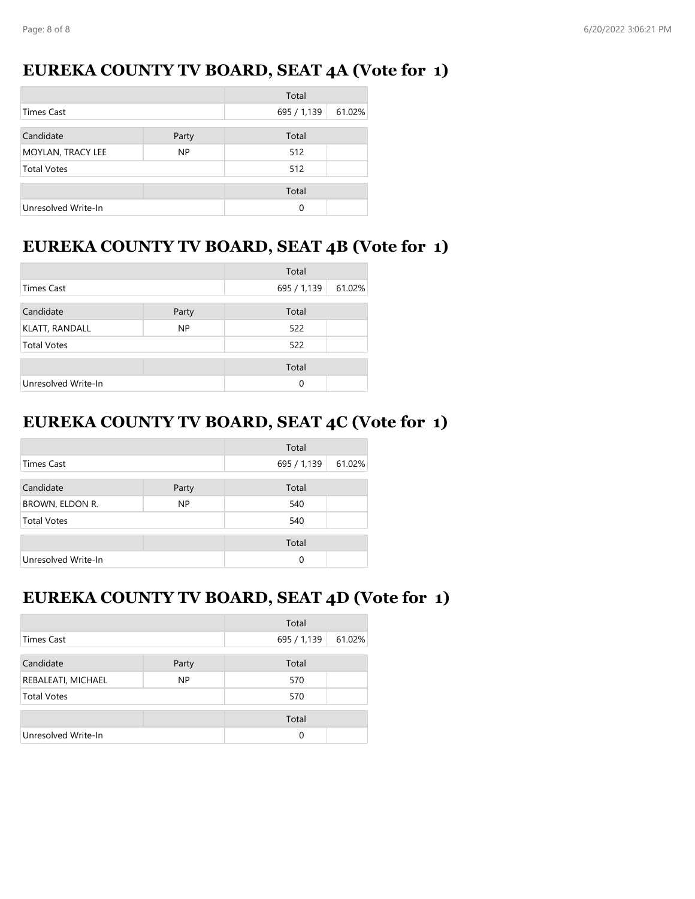## EUREKA COUNTY TV BOARD, SEAT 4A (Vote for 1)

| | | Total | |
|---|---|---|---|
| Times Cast | | 695 / 1,139 | 61.02% |
| Candidate | Party | Total | |
| MOYLAN, TRACY LEE | NP | 512 | |
| Total Votes | | 512 | |
| | | Total | |
| Unresolved Write-In | | 0 | |

## EUREKA COUNTY TV BOARD, SEAT 4B (Vote for 1)

| | | Total | |
|---|---|---|---|
| Times Cast | | 695 / 1,139 | 61.02% |
| Candidate | Party | Total | |
| KLATT, RANDALL | NP | 522 | |
| Total Votes | | 522 | |
| | | Total | |
| Unresolved Write-In | | 0 | |

## EUREKA COUNTY TV BOARD, SEAT 4C (Vote for 1)

| | | Total | |
|---|---|---|---|
| Times Cast | | 695 / 1,139 | 61.02% |
| Candidate | Party | Total | |
| BROWN, ELDON R. | NP | 540 | |
| Total Votes | | 540 | |
| | | Total | |
| Unresolved Write-In | | 0 | |

## EUREKA COUNTY TV BOARD, SEAT 4D (Vote for 1)

| | | Total | |
|---|---|---|---|
| Times Cast | | 695 / 1,139 | 61.02% |
| Candidate | Party | Total | |
| REBALEATI, MICHAEL | NP | 570 | |
| Total Votes | | 570 | |
| | | Total | |
| Unresolved Write-In | | 0 | |